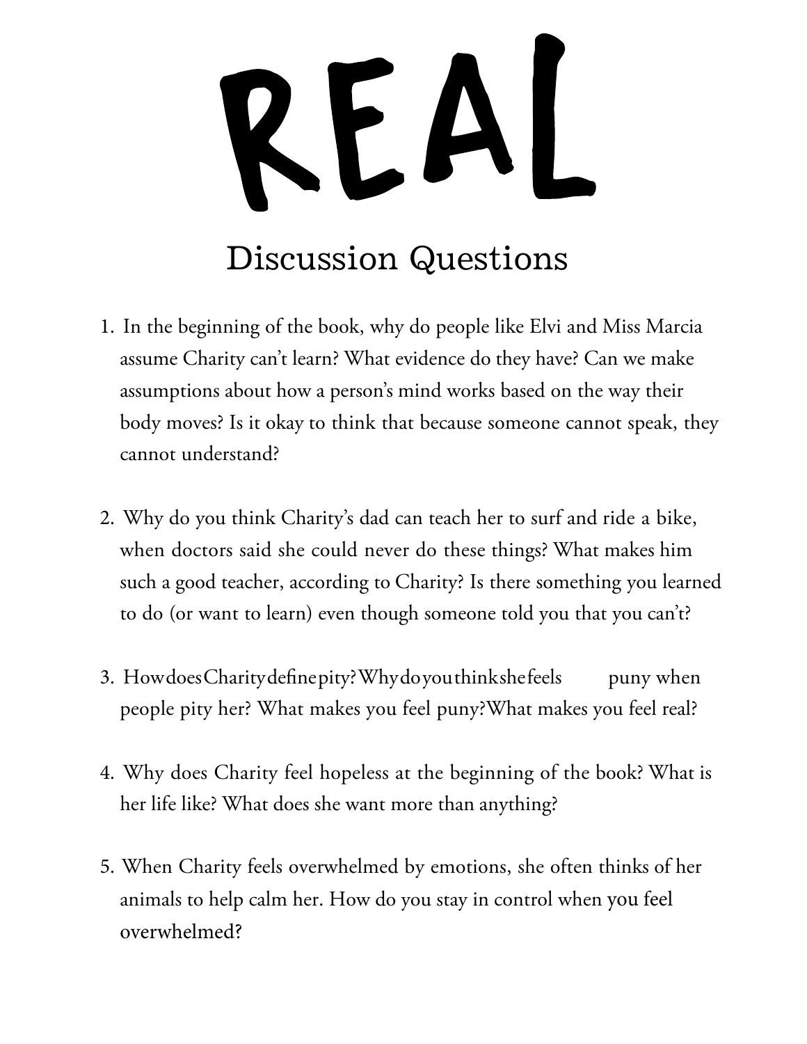# REAL

## Discussion Questions

1. In the beginning of the book, why do people like Elvi and Miss Marcia assume Charity can't learn? What evidence do they have? Can we make assumptions about how a person's mind works based on the way their body moves? Is it okay to think that because someone cannot speak, they cannot understand?

2. Why do you think Charity's dad can teach her to surf and ride a bike, when doctors said she could never do these things? What makes him such a good teacher, according to Charity? Is there something you learned to do (or want to learn) even though someone told you that you can't?

3. How does Charity define pity? Why do you think she feels puny when people pity her? What makes you feel puny? What makes you feel real?

4. Why does Charity feel hopeless at the beginning of the book? What is her life like? What does she want more than anything?

5. When Charity feels overwhelmed by emotions, she often thinks of her animals to help calm her. How do you stay in control when you feel overwhelmed?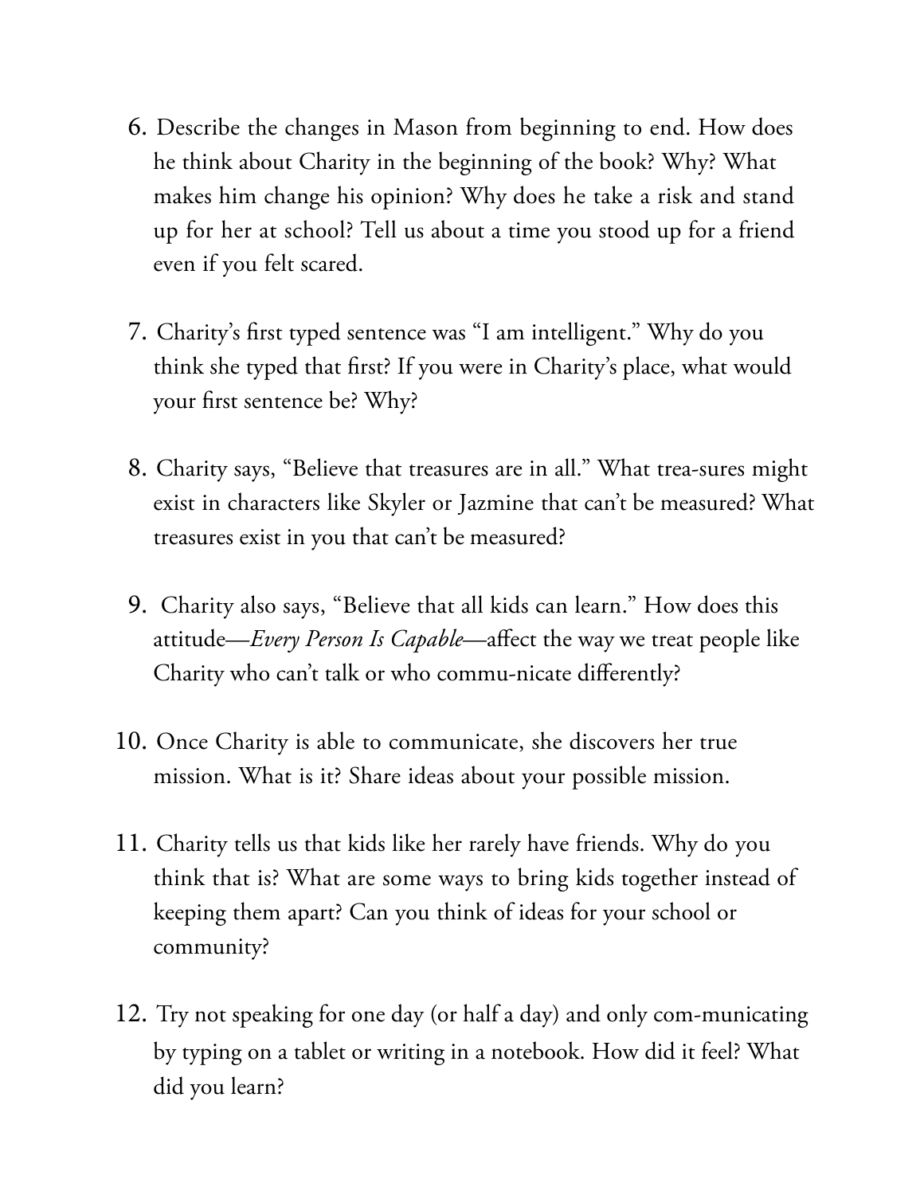6. Describe the changes in Mason from beginning to end. How does he think about Charity in the beginning of the book? Why? What makes him change his opinion? Why does he take a risk and stand up for her at school? Tell us about a time you stood up for a friend even if you felt scared.

7. Charity's first typed sentence was "I am intelligent." Why do you think she typed that first? If you were in Charity's place, what would your first sentence be? Why?

8. Charity says, "Believe that treasures are in all." What trea-sures might exist in characters like Skyler or Jazmine that can't be measured? What treasures exist in you that can't be measured?

9. Charity also says, "Believe that all kids can learn." How does this attitude—*Every Person Is Capable*—affect the way we treat people like Charity who can't talk or who commu-nicate differently?

10. Once Charity is able to communicate, she discovers her true mission. What is it? Share ideas about your possible mission.

11. Charity tells us that kids like her rarely have friends. Why do you think that is? What are some ways to bring kids together instead of keeping them apart? Can you think of ideas for your school or community?

12. Try not speaking for one day (or half a day) and only com-municating by typing on a tablet or writing in a notebook. How did it feel? What did you learn?